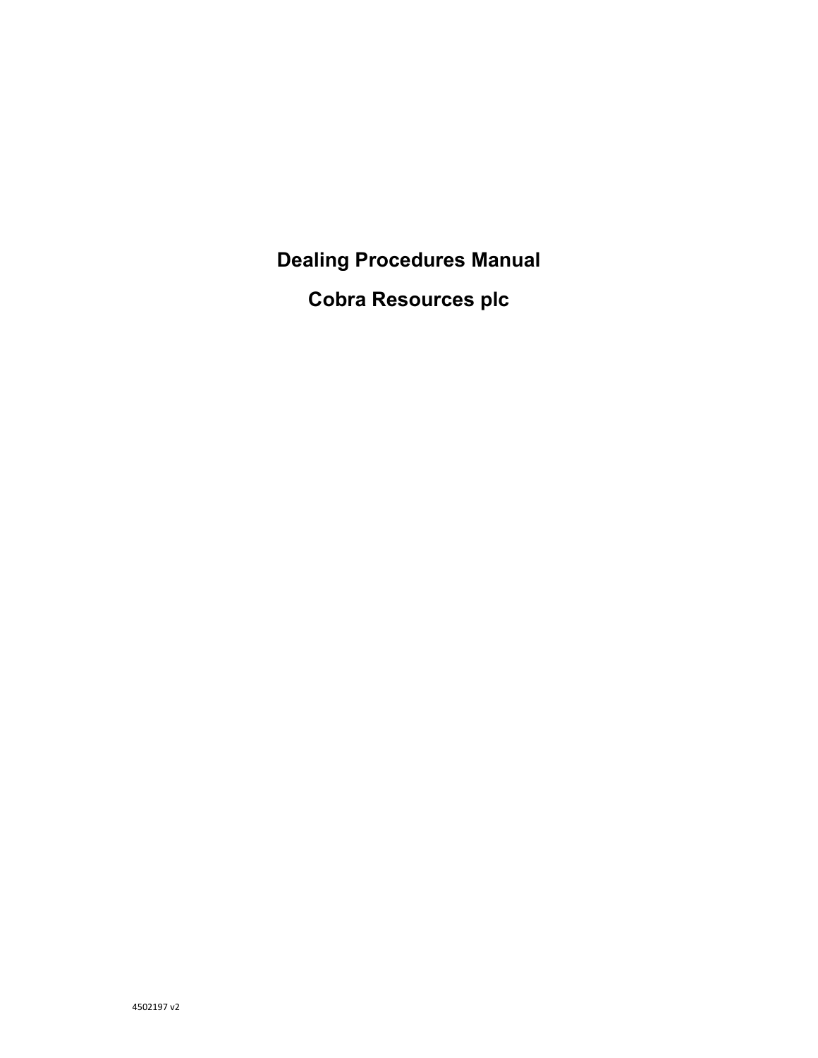# Dealing Procedures Manual

# Cobra Resources plc

4502197 v2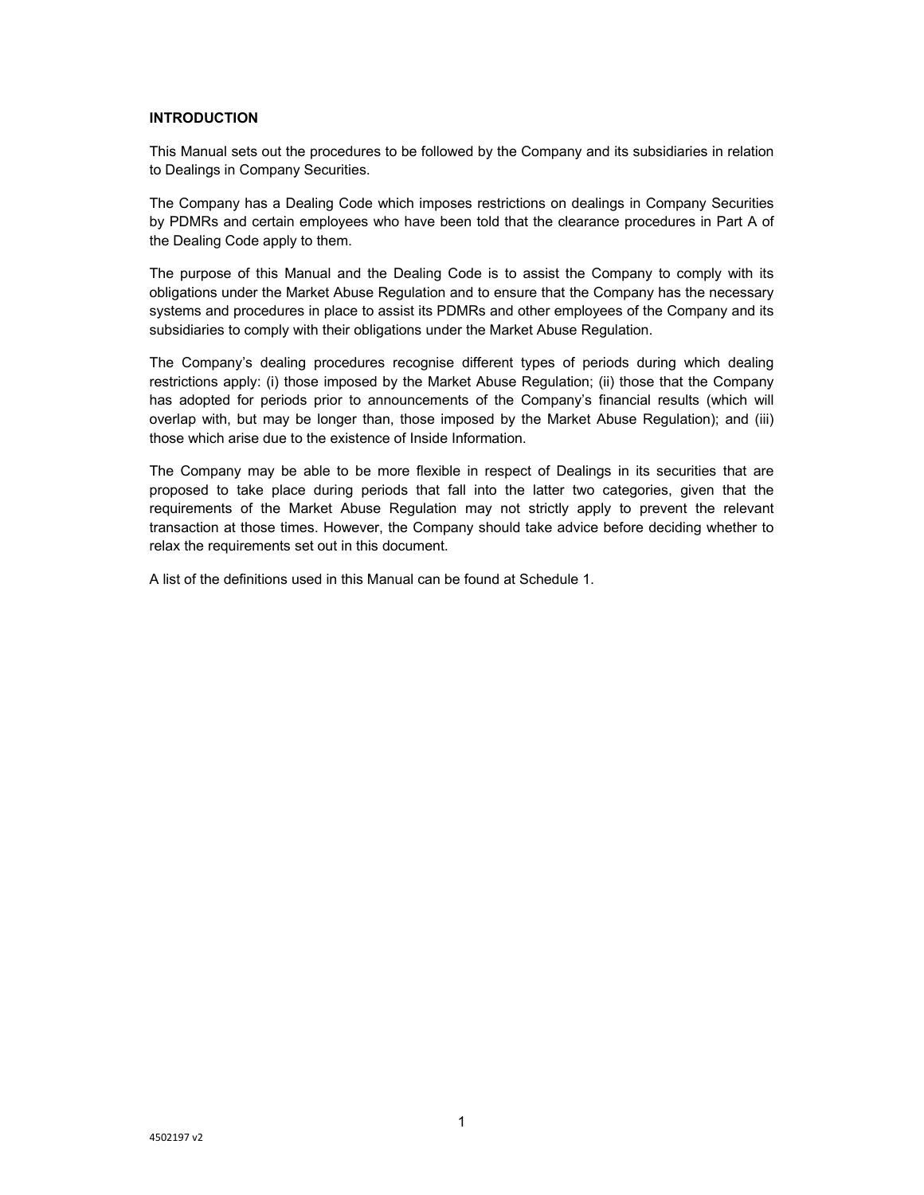**INTRODUCTION**

This Manual sets out the procedures to be followed by the Company and its subsidiaries in relation to Dealings in Company Securities.

The Company has a Dealing Code which imposes restrictions on dealings in Company Securities by PDMRs and certain employees who have been told that the clearance procedures in Part A of the Dealing Code apply to them.

The purpose of this Manual and the Dealing Code is to assist the Company to comply with its obligations under the Market Abuse Regulation and to ensure that the Company has the necessary systems and procedures in place to assist its PDMRs and other employees of the Company and its subsidiaries to comply with their obligations under the Market Abuse Regulation.

The Company's dealing procedures recognise different types of periods during which dealing restrictions apply: (i) those imposed by the Market Abuse Regulation; (ii) those that the Company has adopted for periods prior to announcements of the Company's financial results (which will overlap with, but may be longer than, those imposed by the Market Abuse Regulation); and (iii) those which arise due to the existence of Inside Information.

The Company may be able to be more flexible in respect of Dealings in its securities that are proposed to take place during periods that fall into the latter two categories, given that the requirements of the Market Abuse Regulation may not strictly apply to prevent the relevant transaction at those times. However, the Company should take advice before deciding whether to relax the requirements set out in this document.

A list of the definitions used in this Manual can be found at Schedule 1.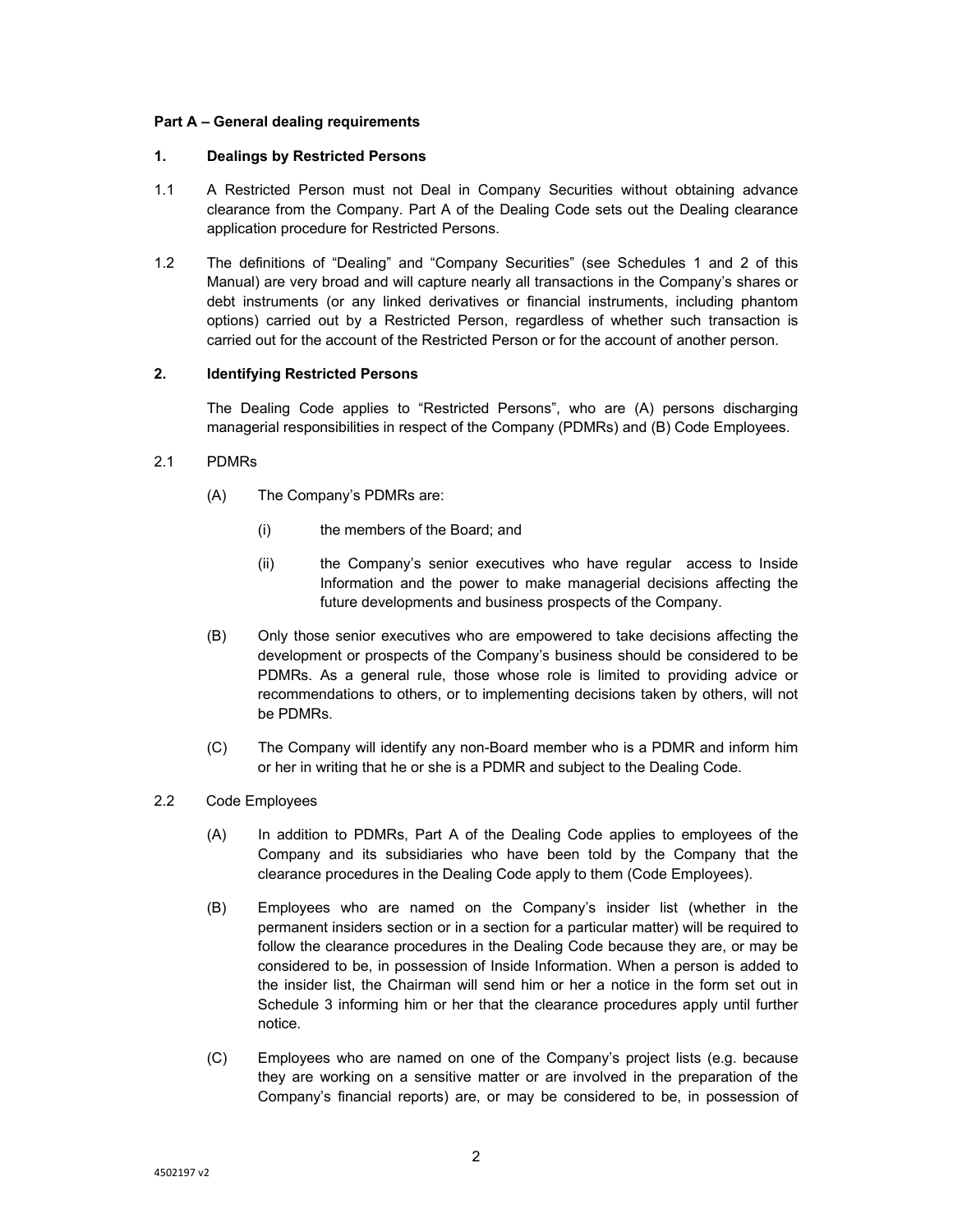**Part A – General dealing requirements**

**1. Dealings by Restricted Persons**

1.1 A Restricted Person must not Deal in Company Securities without obtaining advance clearance from the Company. Part A of the Dealing Code sets out the Dealing clearance application procedure for Restricted Persons.

1.2 The definitions of "Dealing" and "Company Securities" (see Schedules 1 and 2 of this Manual) are very broad and will capture nearly all transactions in the Company's shares or debt instruments (or any linked derivatives or financial instruments, including phantom options) carried out by a Restricted Person, regardless of whether such transaction is carried out for the account of the Restricted Person or for the account of another person.

**2. Identifying Restricted Persons**

The Dealing Code applies to "Restricted Persons", who are (A) persons discharging managerial responsibilities in respect of the Company (PDMRs) and (B) Code Employees.

2.1 PDMRs

(A) The Company's PDMRs are:

(i) the members of the Board; and

(ii) the Company's senior executives who have regular access to Inside Information and the power to make managerial decisions affecting the future developments and business prospects of the Company.

(B) Only those senior executives who are empowered to take decisions affecting the development or prospects of the Company's business should be considered to be PDMRs. As a general rule, those whose role is limited to providing advice or recommendations to others, or to implementing decisions taken by others, will not be PDMRs.

(C) The Company will identify any non-Board member who is a PDMR and inform him or her in writing that he or she is a PDMR and subject to the Dealing Code.

2.2 Code Employees

(A) In addition to PDMRs, Part A of the Dealing Code applies to employees of the Company and its subsidiaries who have been told by the Company that the clearance procedures in the Dealing Code apply to them (Code Employees).

(B) Employees who are named on the Company's insider list (whether in the permanent insiders section or in a section for a particular matter) will be required to follow the clearance procedures in the Dealing Code because they are, or may be considered to be, in possession of Inside Information. When a person is added to the insider list, the Chairman will send him or her a notice in the form set out in Schedule 3 informing him or her that the clearance procedures apply until further notice.

(C) Employees who are named on one of the Company's project lists (e.g. because they are working on a sensitive matter or are involved in the preparation of the Company's financial reports) are, or may be considered to be, in possession of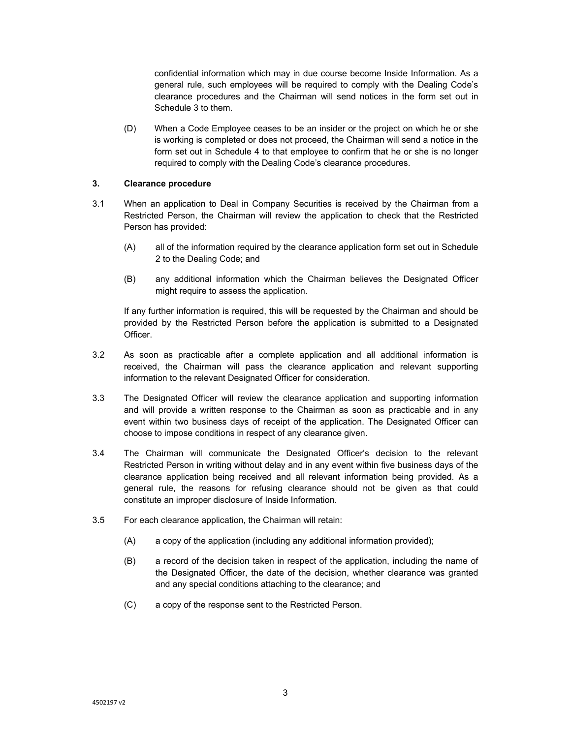confidential information which may in due course become Inside Information. As a general rule, such employees will be required to comply with the Dealing Code's clearance procedures and the Chairman will send notices in the form set out in Schedule 3 to them.

(D) When a Code Employee ceases to be an insider or the project on which he or she is working is completed or does not proceed, the Chairman will send a notice in the form set out in Schedule 4 to that employee to confirm that he or she is no longer required to comply with the Dealing Code's clearance procedures.

### 3. Clearance procedure

3.1 When an application to Deal in Company Securities is received by the Chairman from a Restricted Person, the Chairman will review the application to check that the Restricted Person has provided:

(A) all of the information required by the clearance application form set out in Schedule 2 to the Dealing Code; and

(B) any additional information which the Chairman believes the Designated Officer might require to assess the application.

If any further information is required, this will be requested by the Chairman and should be provided by the Restricted Person before the application is submitted to a Designated Officer.

3.2 As soon as practicable after a complete application and all additional information is received, the Chairman will pass the clearance application and relevant supporting information to the relevant Designated Officer for consideration.

3.3 The Designated Officer will review the clearance application and supporting information and will provide a written response to the Chairman as soon as practicable and in any event within two business days of receipt of the application. The Designated Officer can choose to impose conditions in respect of any clearance given.

3.4 The Chairman will communicate the Designated Officer's decision to the relevant Restricted Person in writing without delay and in any event within five business days of the clearance application being received and all relevant information being provided. As a general rule, the reasons for refusing clearance should not be given as that could constitute an improper disclosure of Inside Information.

3.5 For each clearance application, the Chairman will retain:

(A) a copy of the application (including any additional information provided);

(B) a record of the decision taken in respect of the application, including the name of the Designated Officer, the date of the decision, whether clearance was granted and any special conditions attaching to the clearance; and

(C) a copy of the response sent to the Restricted Person.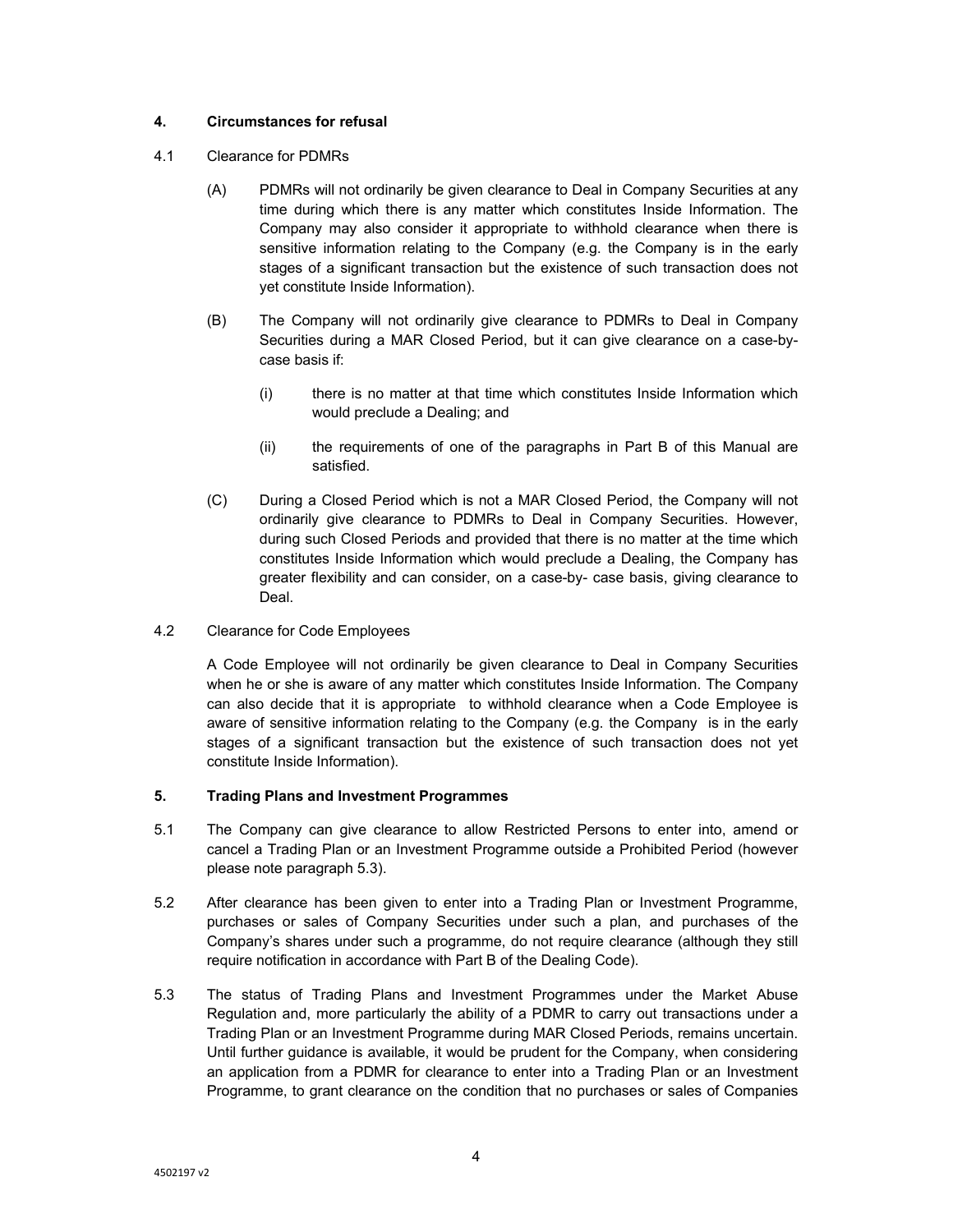## 4. Circumstances for refusal

4.1 Clearance for PDMRs

(A) PDMRs will not ordinarily be given clearance to Deal in Company Securities at any time during which there is any matter which constitutes Inside Information. The Company may also consider it appropriate to withhold clearance when there is sensitive information relating to the Company (e.g. the Company is in the early stages of a significant transaction but the existence of such transaction does not yet constitute Inside Information).

(B) The Company will not ordinarily give clearance to PDMRs to Deal in Company Securities during a MAR Closed Period, but it can give clearance on a case-by-case basis if:

(i) there is no matter at that time which constitutes Inside Information which would preclude a Dealing; and

(ii) the requirements of one of the paragraphs in Part B of this Manual are satisfied.

(C) During a Closed Period which is not a MAR Closed Period, the Company will not ordinarily give clearance to PDMRs to Deal in Company Securities. However, during such Closed Periods and provided that there is no matter at the time which constitutes Inside Information which would preclude a Dealing, the Company has greater flexibility and can consider, on a case-by- case basis, giving clearance to Deal.

4.2 Clearance for Code Employees

A Code Employee will not ordinarily be given clearance to Deal in Company Securities when he or she is aware of any matter which constitutes Inside Information. The Company can also decide that it is appropriate to withhold clearance when a Code Employee is aware of sensitive information relating to the Company (e.g. the Company is in the early stages of a significant transaction but the existence of such transaction does not yet constitute Inside Information).

## 5. Trading Plans and Investment Programmes

5.1 The Company can give clearance to allow Restricted Persons to enter into, amend or cancel a Trading Plan or an Investment Programme outside a Prohibited Period (however please note paragraph 5.3).

5.2 After clearance has been given to enter into a Trading Plan or Investment Programme, purchases or sales of Company Securities under such a plan, and purchases of the Company's shares under such a programme, do not require clearance (although they still require notification in accordance with Part B of the Dealing Code).

5.3 The status of Trading Plans and Investment Programmes under the Market Abuse Regulation and, more particularly the ability of a PDMR to carry out transactions under a Trading Plan or an Investment Programme during MAR Closed Periods, remains uncertain. Until further guidance is available, it would be prudent for the Company, when considering an application from a PDMR for clearance to enter into a Trading Plan or an Investment Programme, to grant clearance on the condition that no purchases or sales of Companies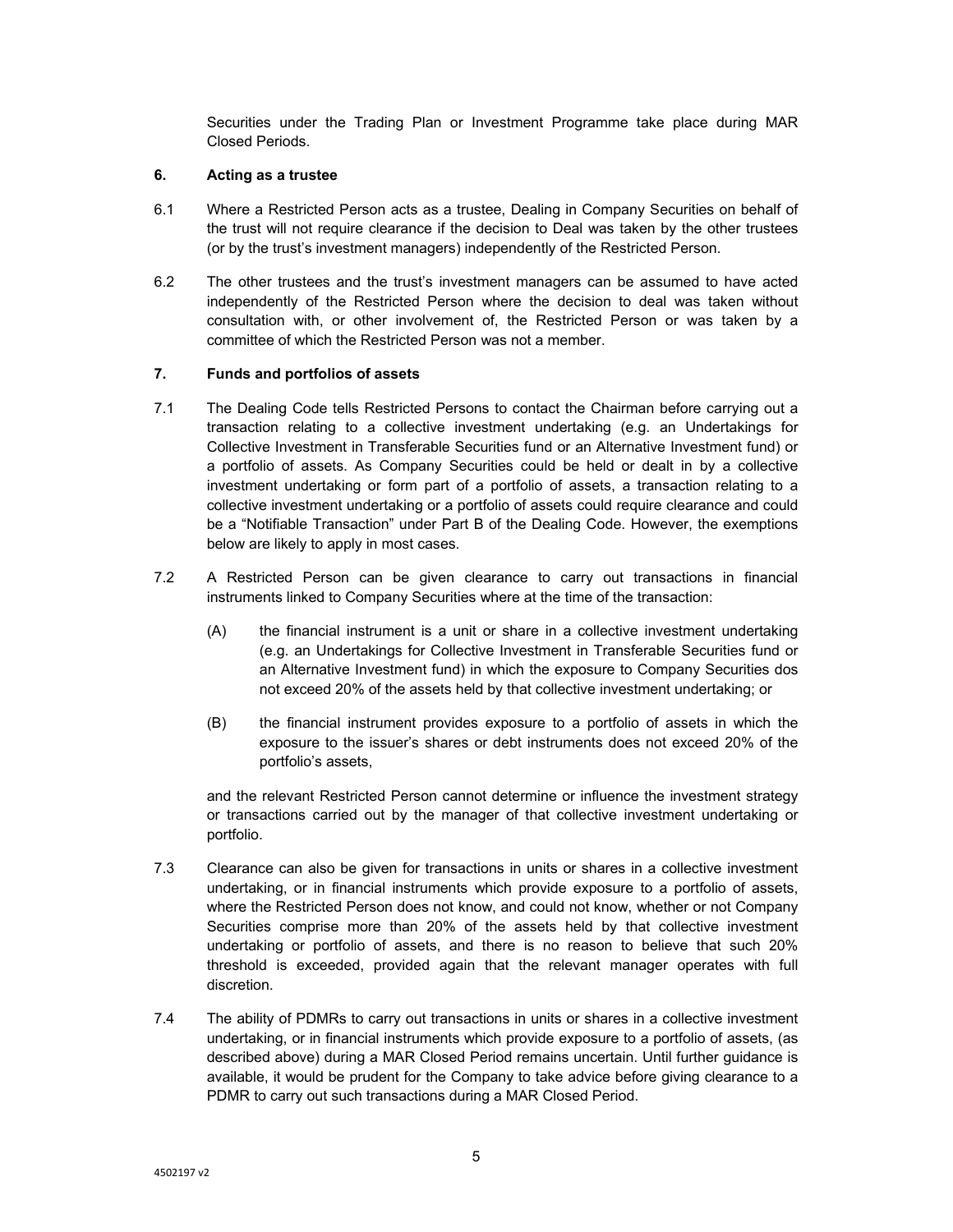Securities under the Trading Plan or Investment Programme take place during MAR Closed Periods.

## 6. Acting as a trustee

6.1 Where a Restricted Person acts as a trustee, Dealing in Company Securities on behalf of the trust will not require clearance if the decision to Deal was taken by the other trustees (or by the trust's investment managers) independently of the Restricted Person.

6.2 The other trustees and the trust's investment managers can be assumed to have acted independently of the Restricted Person where the decision to deal was taken without consultation with, or other involvement of, the Restricted Person or was taken by a committee of which the Restricted Person was not a member.

## 7. Funds and portfolios of assets

7.1 The Dealing Code tells Restricted Persons to contact the Chairman before carrying out a transaction relating to a collective investment undertaking (e.g. an Undertakings for Collective Investment in Transferable Securities fund or an Alternative Investment fund) or a portfolio of assets. As Company Securities could be held or dealt in by a collective investment undertaking or form part of a portfolio of assets, a transaction relating to a collective investment undertaking or a portfolio of assets could require clearance and could be a "Notifiable Transaction" under Part B of the Dealing Code. However, the exemptions below are likely to apply in most cases.

7.2 A Restricted Person can be given clearance to carry out transactions in financial instruments linked to Company Securities where at the time of the transaction:

(A) the financial instrument is a unit or share in a collective investment undertaking (e.g. an Undertakings for Collective Investment in Transferable Securities fund or an Alternative Investment fund) in which the exposure to Company Securities dos not exceed 20% of the assets held by that collective investment undertaking; or

(B) the financial instrument provides exposure to a portfolio of assets in which the exposure to the issuer's shares or debt instruments does not exceed 20% of the portfolio's assets,

and the relevant Restricted Person cannot determine or influence the investment strategy or transactions carried out by the manager of that collective investment undertaking or portfolio.

7.3 Clearance can also be given for transactions in units or shares in a collective investment undertaking, or in financial instruments which provide exposure to a portfolio of assets, where the Restricted Person does not know, and could not know, whether or not Company Securities comprise more than 20% of the assets held by that collective investment undertaking or portfolio of assets, and there is no reason to believe that such 20% threshold is exceeded, provided again that the relevant manager operates with full discretion.

7.4 The ability of PDMRs to carry out transactions in units or shares in a collective investment undertaking, or in financial instruments which provide exposure to a portfolio of assets, (as described above) during a MAR Closed Period remains uncertain. Until further guidance is available, it would be prudent for the Company to take advice before giving clearance to a PDMR to carry out such transactions during a MAR Closed Period.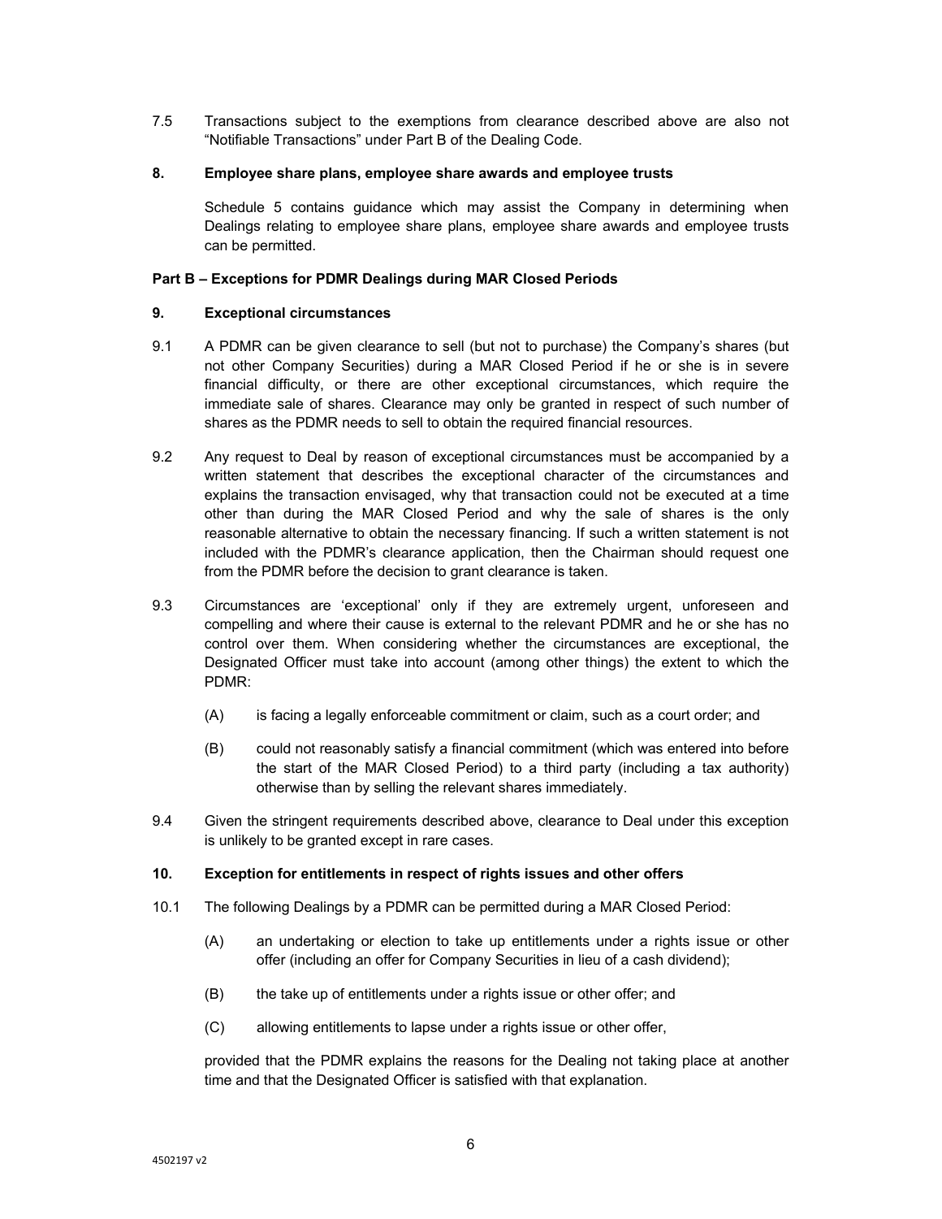7.5 Transactions subject to the exemptions from clearance described above are also not "Notifiable Transactions" under Part B of the Dealing Code.

**8. Employee share plans, employee share awards and employee trusts**

Schedule 5 contains guidance which may assist the Company in determining when Dealings relating to employee share plans, employee share awards and employee trusts can be permitted.

**Part B – Exceptions for PDMR Dealings during MAR Closed Periods**

**9. Exceptional circumstances**

9.1 A PDMR can be given clearance to sell (but not to purchase) the Company's shares (but not other Company Securities) during a MAR Closed Period if he or she is in severe financial difficulty, or there are other exceptional circumstances, which require the immediate sale of shares. Clearance may only be granted in respect of such number of shares as the PDMR needs to sell to obtain the required financial resources.

9.2 Any request to Deal by reason of exceptional circumstances must be accompanied by a written statement that describes the exceptional character of the circumstances and explains the transaction envisaged, why that transaction could not be executed at a time other than during the MAR Closed Period and why the sale of shares is the only reasonable alternative to obtain the necessary financing. If such a written statement is not included with the PDMR's clearance application, then the Chairman should request one from the PDMR before the decision to grant clearance is taken.

9.3 Circumstances are 'exceptional' only if they are extremely urgent, unforeseen and compelling and where their cause is external to the relevant PDMR and he or she has no control over them. When considering whether the circumstances are exceptional, the Designated Officer must take into account (among other things) the extent to which the PDMR:

(A) is facing a legally enforceable commitment or claim, such as a court order; and

(B) could not reasonably satisfy a financial commitment (which was entered into before the start of the MAR Closed Period) to a third party (including a tax authority) otherwise than by selling the relevant shares immediately.

9.4 Given the stringent requirements described above, clearance to Deal under this exception is unlikely to be granted except in rare cases.

**10. Exception for entitlements in respect of rights issues and other offers**

10.1 The following Dealings by a PDMR can be permitted during a MAR Closed Period:

(A) an undertaking or election to take up entitlements under a rights issue or other offer (including an offer for Company Securities in lieu of a cash dividend);

(B) the take up of entitlements under a rights issue or other offer; and

(C) allowing entitlements to lapse under a rights issue or other offer,

provided that the PDMR explains the reasons for the Dealing not taking place at another time and that the Designated Officer is satisfied with that explanation.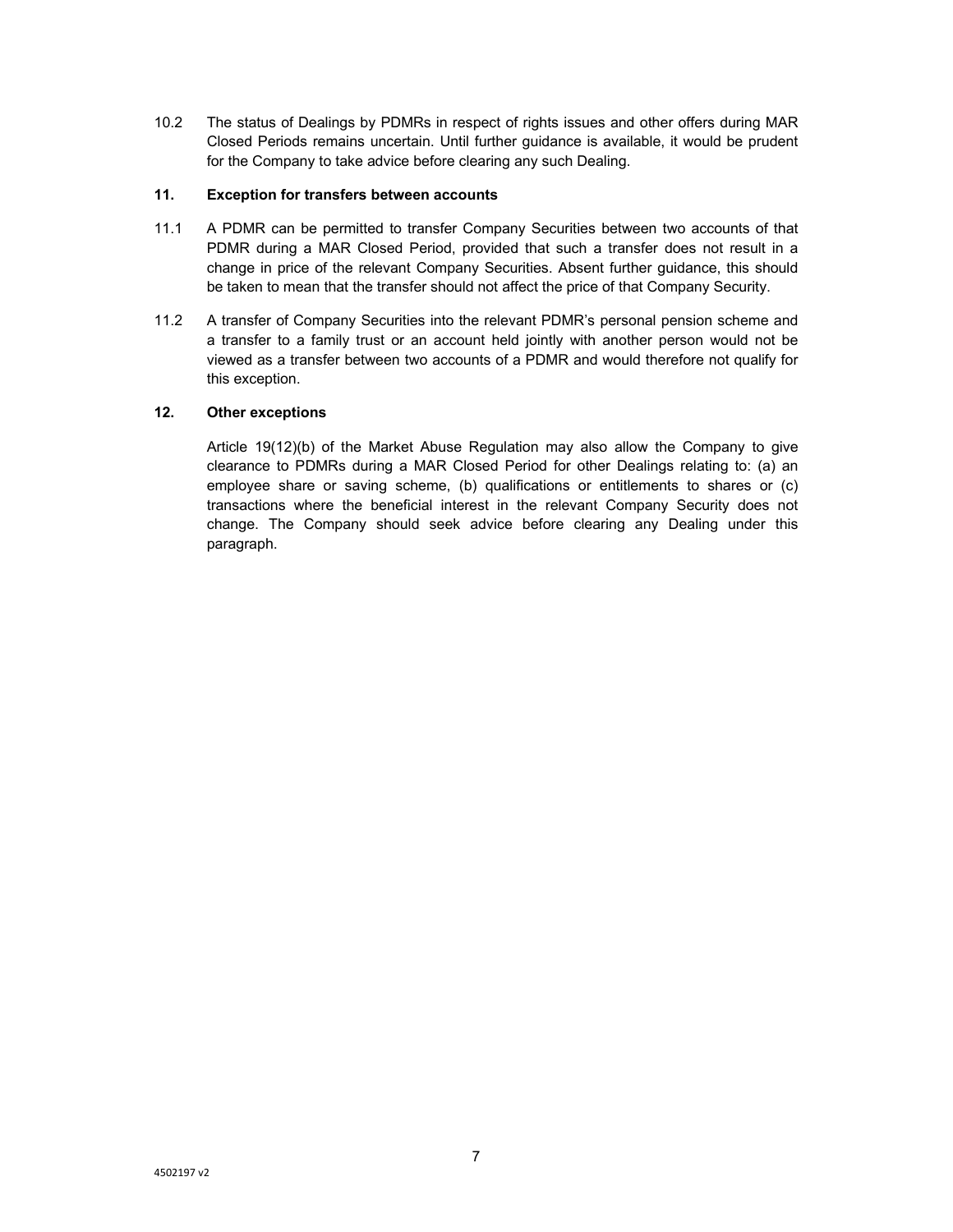10.2 The status of Dealings by PDMRs in respect of rights issues and other offers during MAR Closed Periods remains uncertain. Until further guidance is available, it would be prudent for the Company to take advice before clearing any such Dealing.

### 11. Exception for transfers between accounts

11.1 A PDMR can be permitted to transfer Company Securities between two accounts of that PDMR during a MAR Closed Period, provided that such a transfer does not result in a change in price of the relevant Company Securities. Absent further guidance, this should be taken to mean that the transfer should not affect the price of that Company Security.

11.2 A transfer of Company Securities into the relevant PDMR's personal pension scheme and a transfer to a family trust or an account held jointly with another person would not be viewed as a transfer between two accounts of a PDMR and would therefore not qualify for this exception.

### 12. Other exceptions

Article 19(12)(b) of the Market Abuse Regulation may also allow the Company to give clearance to PDMRs during a MAR Closed Period for other Dealings relating to: (a) an employee share or saving scheme, (b) qualifications or entitlements to shares or (c) transactions where the beneficial interest in the relevant Company Security does not change. The Company should seek advice before clearing any Dealing under this paragraph.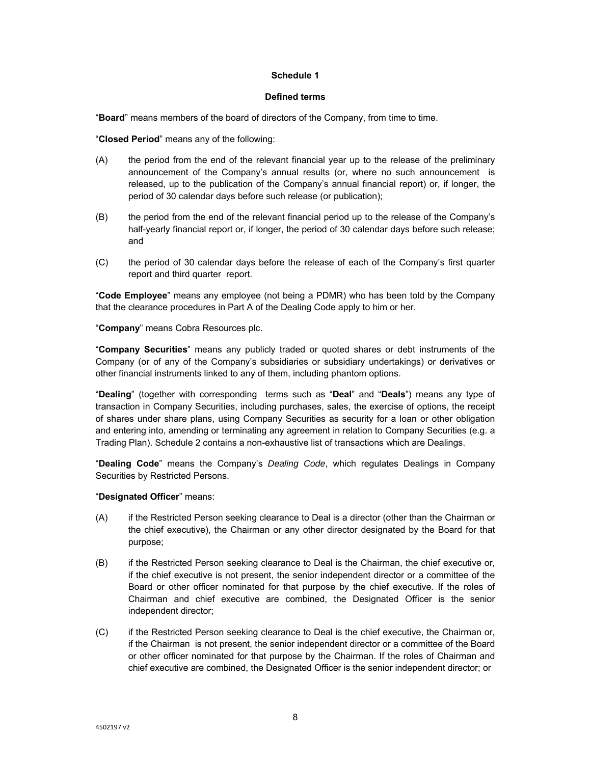## Schedule 1

### Defined terms

"**Board**" means members of the board of directors of the Company, from time to time.

"**Closed Period**" means any of the following:

(A) the period from the end of the relevant financial year up to the release of the preliminary announcement of the Company's annual results (or, where no such announcement is released, up to the publication of the Company's annual financial report) or, if longer, the period of 30 calendar days before such release (or publication);

(B) the period from the end of the relevant financial period up to the release of the Company's half-yearly financial report or, if longer, the period of 30 calendar days before such release; and

(C) the period of 30 calendar days before the release of each of the Company's first quarter report and third quarter report.

"**Code Employee**" means any employee (not being a PDMR) who has been told by the Company that the clearance procedures in Part A of the Dealing Code apply to him or her.

"**Company**" means Cobra Resources plc.

"**Company Securities**" means any publicly traded or quoted shares or debt instruments of the Company (or of any of the Company's subsidiaries or subsidiary undertakings) or derivatives or other financial instruments linked to any of them, including phantom options.

"**Dealing**" (together with corresponding terms such as "**Deal**" and "**Deals**") means any type of transaction in Company Securities, including purchases, sales, the exercise of options, the receipt of shares under share plans, using Company Securities as security for a loan or other obligation and entering into, amending or terminating any agreement in relation to Company Securities (e.g. a Trading Plan). Schedule 2 contains a non-exhaustive list of transactions which are Dealings.

"**Dealing Code**" means the Company's *Dealing Code*, which regulates Dealings in Company Securities by Restricted Persons.

"**Designated Officer**" means:

(A) if the Restricted Person seeking clearance to Deal is a director (other than the Chairman or the chief executive), the Chairman or any other director designated by the Board for that purpose;

(B) if the Restricted Person seeking clearance to Deal is the Chairman, the chief executive or, if the chief executive is not present, the senior independent director or a committee of the Board or other officer nominated for that purpose by the chief executive. If the roles of Chairman and chief executive are combined, the Designated Officer is the senior independent director;

(C) if the Restricted Person seeking clearance to Deal is the chief executive, the Chairman or, if the Chairman is not present, the senior independent director or a committee of the Board or other officer nominated for that purpose by the Chairman. If the roles of Chairman and chief executive are combined, the Designated Officer is the senior independent director; or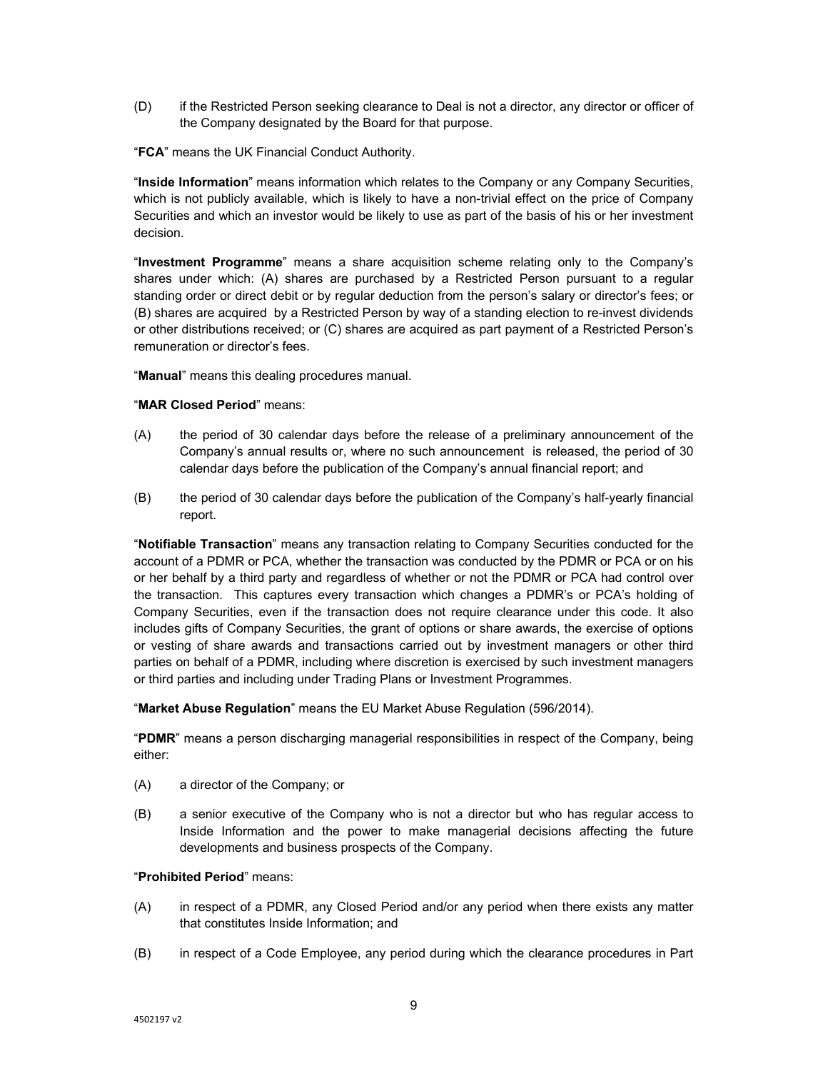(D) if the Restricted Person seeking clearance to Deal is not a director, any director or officer of the Company designated by the Board for that purpose.

"**FCA**" means the UK Financial Conduct Authority.

"**Inside Information**" means information which relates to the Company or any Company Securities, which is not publicly available, which is likely to have a non-trivial effect on the price of Company Securities and which an investor would be likely to use as part of the basis of his or her investment decision.

"**Investment Programme**" means a share acquisition scheme relating only to the Company's shares under which: (A) shares are purchased by a Restricted Person pursuant to a regular standing order or direct debit or by regular deduction from the person's salary or director's fees; or (B) shares are acquired by a Restricted Person by way of a standing election to re-invest dividends or other distributions received; or (C) shares are acquired as part payment of a Restricted Person's remuneration or director's fees.

"**Manual**" means this dealing procedures manual.

"**MAR Closed Period**" means:

(A) the period of 30 calendar days before the release of a preliminary announcement of the Company's annual results or, where no such announcement is released, the period of 30 calendar days before the publication of the Company's annual financial report; and

(B) the period of 30 calendar days before the publication of the Company's half-yearly financial report.

"**Notifiable Transaction**" means any transaction relating to Company Securities conducted for the account of a PDMR or PCA, whether the transaction was conducted by the PDMR or PCA or on his or her behalf by a third party and regardless of whether or not the PDMR or PCA had control over the transaction. This captures every transaction which changes a PDMR's or PCA's holding of Company Securities, even if the transaction does not require clearance under this code. It also includes gifts of Company Securities, the grant of options or share awards, the exercise of options or vesting of share awards and transactions carried out by investment managers or other third parties on behalf of a PDMR, including where discretion is exercised by such investment managers or third parties and including under Trading Plans or Investment Programmes.

"**Market Abuse Regulation**" means the EU Market Abuse Regulation (596/2014).

"**PDMR**" means a person discharging managerial responsibilities in respect of the Company, being either:

(A) a director of the Company; or

(B) a senior executive of the Company who is not a director but who has regular access to Inside Information and the power to make managerial decisions affecting the future developments and business prospects of the Company.

"**Prohibited Period**" means:

(A) in respect of a PDMR, any Closed Period and/or any period when there exists any matter that constitutes Inside Information; and

(B) in respect of a Code Employee, any period during which the clearance procedures in Part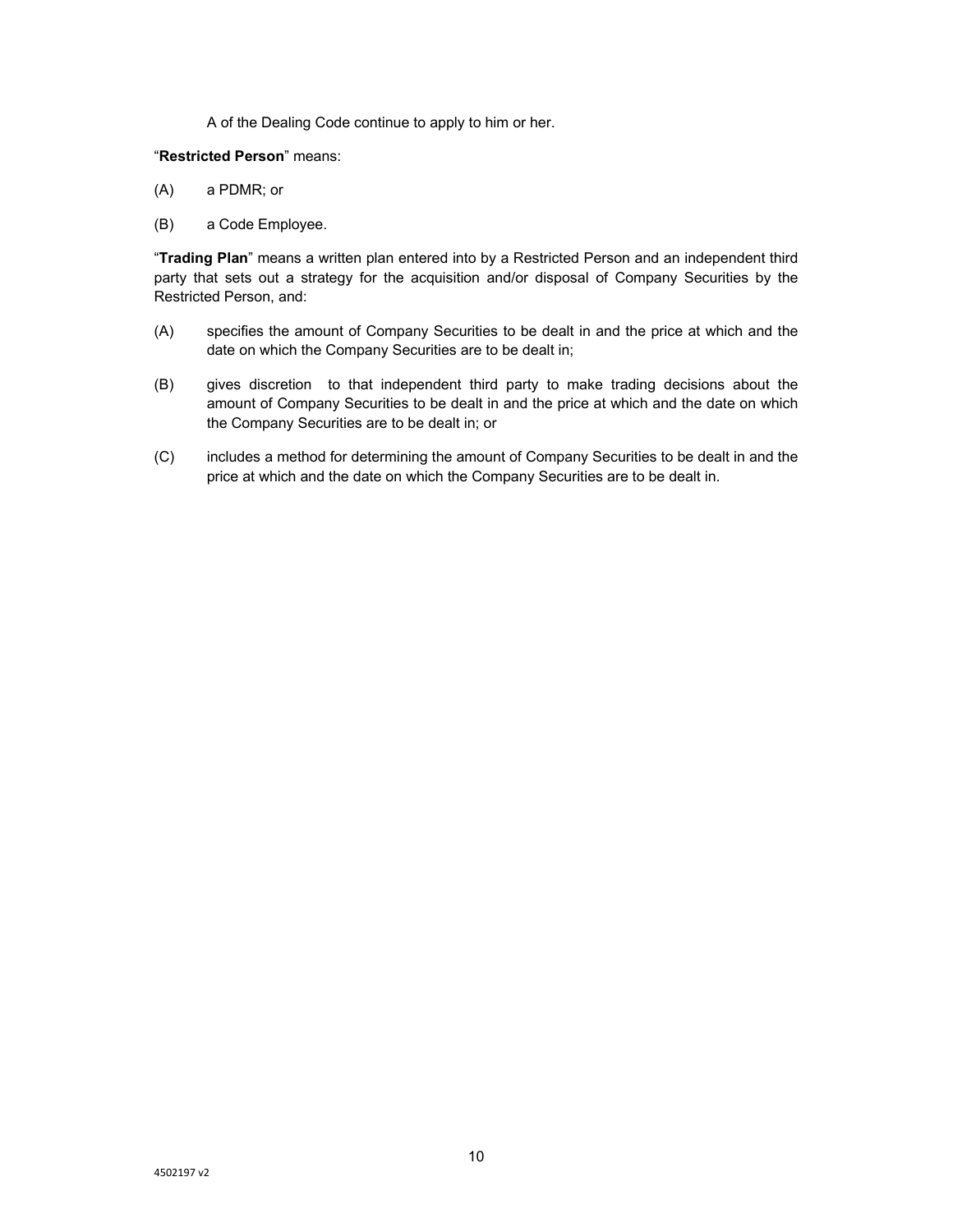A of the Dealing Code continue to apply to him or her.

"**Restricted Person**" means:

(A) a PDMR; or

(B) a Code Employee.

"**Trading Plan**" means a written plan entered into by a Restricted Person and an independent third party that sets out a strategy for the acquisition and/or disposal of Company Securities by the Restricted Person, and:

(A) specifies the amount of Company Securities to be dealt in and the price at which and the date on which the Company Securities are to be dealt in;

(B) gives discretion to that independent third party to make trading decisions about the amount of Company Securities to be dealt in and the price at which and the date on which the Company Securities are to be dealt in; or

(C) includes a method for determining the amount of Company Securities to be dealt in and the price at which and the date on which the Company Securities are to be dealt in.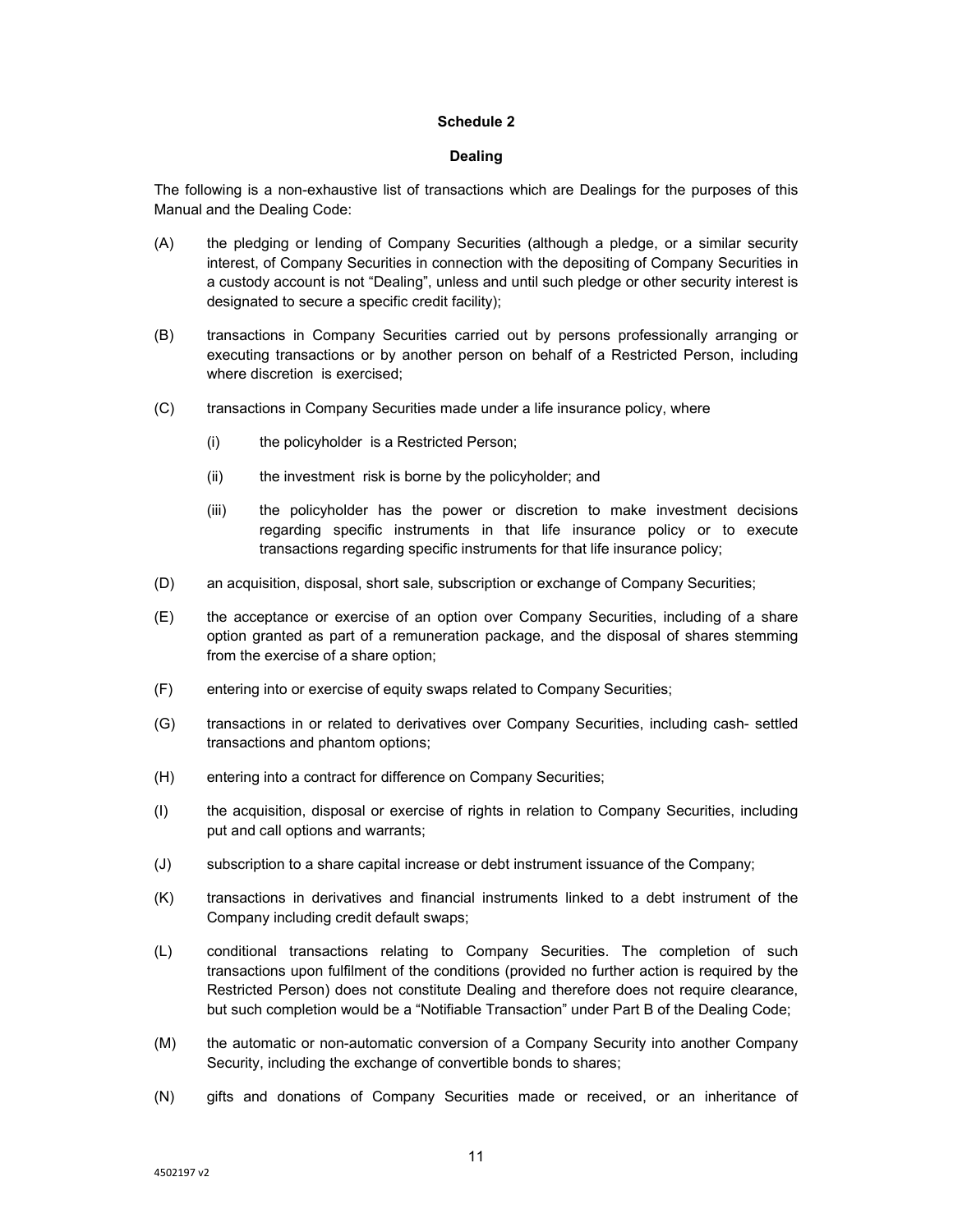## Schedule 2

## Dealing

The following is a non-exhaustive list of transactions which are Dealings for the purposes of this Manual and the Dealing Code:

(A) the pledging or lending of Company Securities (although a pledge, or a similar security interest, of Company Securities in connection with the depositing of Company Securities in a custody account is not "Dealing", unless and until such pledge or other security interest is designated to secure a specific credit facility);

(B) transactions in Company Securities carried out by persons professionally arranging or executing transactions or by another person on behalf of a Restricted Person, including where discretion is exercised;

(C) transactions in Company Securities made under a life insurance policy, where

   (i) the policyholder is a Restricted Person;

   (ii) the investment risk is borne by the policyholder; and

   (iii) the policyholder has the power or discretion to make investment decisions regarding specific instruments in that life insurance policy or to execute transactions regarding specific instruments for that life insurance policy;

(D) an acquisition, disposal, short sale, subscription or exchange of Company Securities;

(E) the acceptance or exercise of an option over Company Securities, including of a share option granted as part of a remuneration package, and the disposal of shares stemming from the exercise of a share option;

(F) entering into or exercise of equity swaps related to Company Securities;

(G) transactions in or related to derivatives over Company Securities, including cash- settled transactions and phantom options;

(H) entering into a contract for difference on Company Securities;

(I) the acquisition, disposal or exercise of rights in relation to Company Securities, including put and call options and warrants;

(J) subscription to a share capital increase or debt instrument issuance of the Company;

(K) transactions in derivatives and financial instruments linked to a debt instrument of the Company including credit default swaps;

(L) conditional transactions relating to Company Securities. The completion of such transactions upon fulfilment of the conditions (provided no further action is required by the Restricted Person) does not constitute Dealing and therefore does not require clearance, but such completion would be a "Notifiable Transaction" under Part B of the Dealing Code;

(M) the automatic or non-automatic conversion of a Company Security into another Company Security, including the exchange of convertible bonds to shares;

(N) gifts and donations of Company Securities made or received, or an inheritance of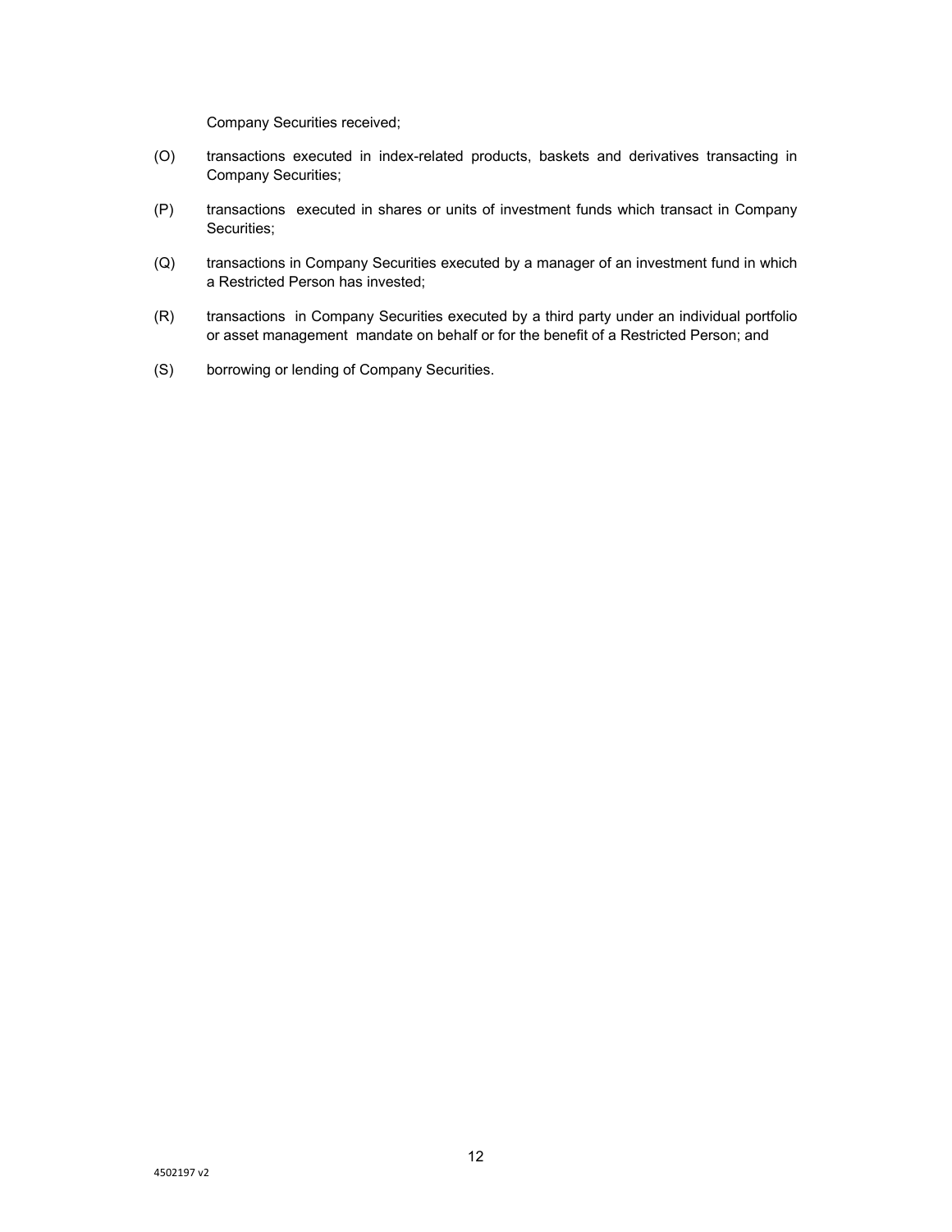Company Securities received;

(O) transactions executed in index-related products, baskets and derivatives transacting in Company Securities;

(P) transactions executed in shares or units of investment funds which transact in Company Securities;

(Q) transactions in Company Securities executed by a manager of an investment fund in which a Restricted Person has invested;

(R) transactions in Company Securities executed by a third party under an individual portfolio or asset management mandate on behalf or for the benefit of a Restricted Person; and

(S) borrowing or lending of Company Securities.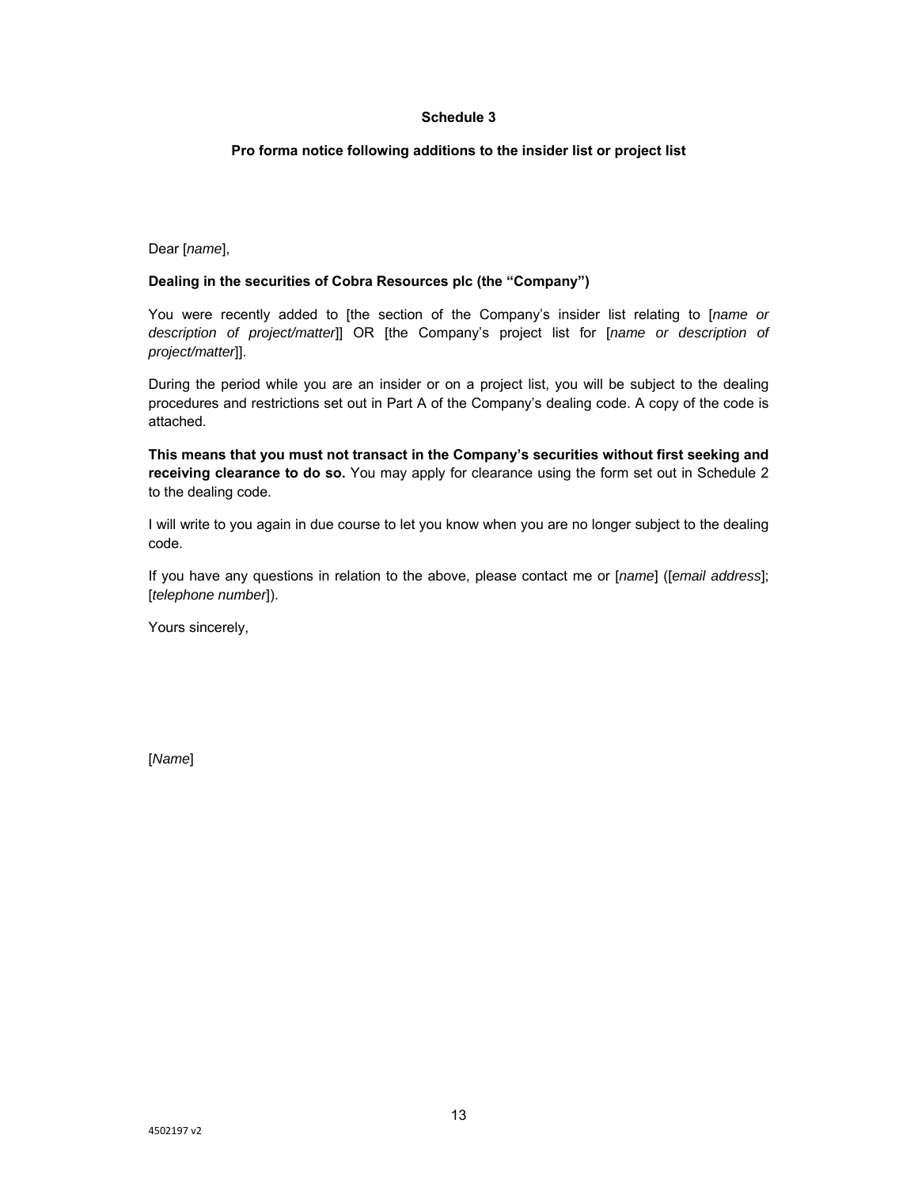**Schedule 3**

**Pro forma notice following additions to the insider list or project list**

Dear [*name*],

**Dealing in the securities of Cobra Resources plc (the "Company")**

You were recently added to [the section of the Company's insider list relating to [*name or description of project/matter*]] OR [the Company's project list for [*name or description of project/matter*]].

During the period while you are an insider or on a project list, you will be subject to the dealing procedures and restrictions set out in Part A of the Company's dealing code. A copy of the code is attached.

**This means that you must not transact in the Company's securities without first seeking and receiving clearance to do so.** You may apply for clearance using the form set out in Schedule 2 to the dealing code.

I will write to you again in due course to let you know when you are no longer subject to the dealing code.

If you have any questions in relation to the above, please contact me or [*name*] ([*email address*]; [*telephone number*]).

Yours sincerely,

[*Name*]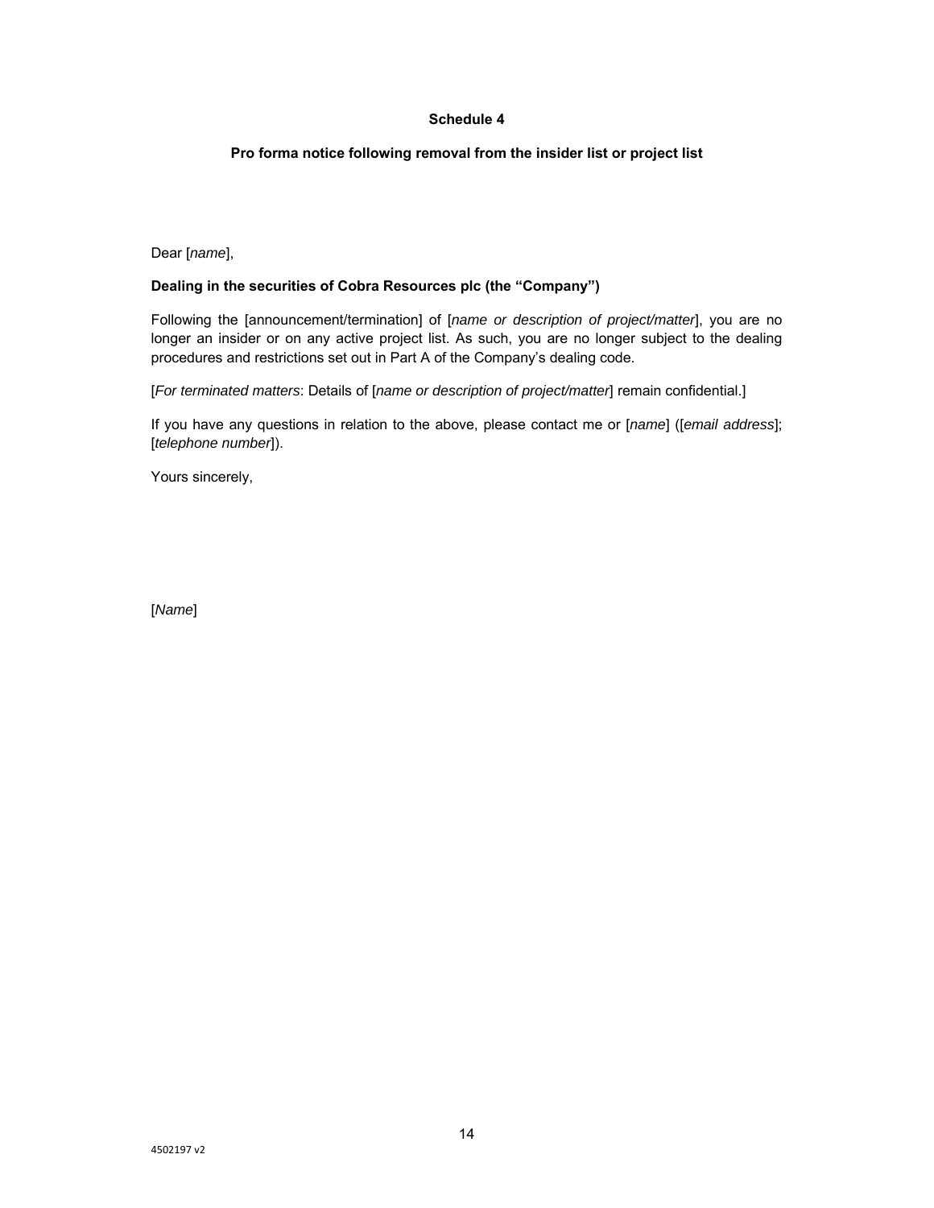## Schedule 4

### Pro forma notice following removal from the insider list or project list

Dear [*name*],

**Dealing in the securities of Cobra Resources plc (the "Company")**

Following the [announcement/termination] of [*name or description of project/matter*], you are no longer an insider or on any active project list. As such, you are no longer subject to the dealing procedures and restrictions set out in Part A of the Company's dealing code.

[*For terminated matters*: Details of [*name or description of project/matter*] remain confidential.]

If you have any questions in relation to the above, please contact me or [*name*] ([*email address*]; [*telephone number*]).

Yours sincerely,

[*Name*]

4502197 v2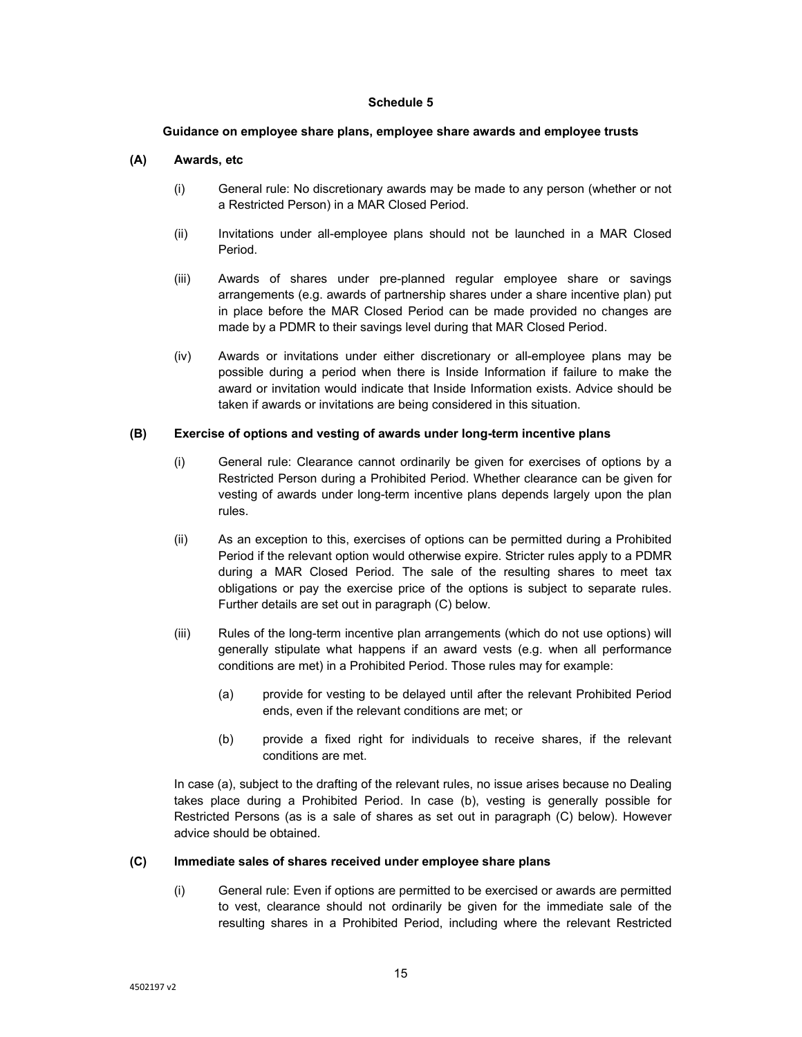## Schedule 5

### Guidance on employee share plans, employee share awards and employee trusts

**(A) Awards, etc**

(i) General rule: No discretionary awards may be made to any person (whether or not a Restricted Person) in a MAR Closed Period.

(ii) Invitations under all-employee plans should not be launched in a MAR Closed Period.

(iii) Awards of shares under pre-planned regular employee share or savings arrangements (e.g. awards of partnership shares under a share incentive plan) put in place before the MAR Closed Period can be made provided no changes are made by a PDMR to their savings level during that MAR Closed Period.

(iv) Awards or invitations under either discretionary or all-employee plans may be possible during a period when there is Inside Information if failure to make the award or invitation would indicate that Inside Information exists. Advice should be taken if awards or invitations are being considered in this situation.

**(B) Exercise of options and vesting of awards under long-term incentive plans**

(i) General rule: Clearance cannot ordinarily be given for exercises of options by a Restricted Person during a Prohibited Period. Whether clearance can be given for vesting of awards under long-term incentive plans depends largely upon the plan rules.

(ii) As an exception to this, exercises of options can be permitted during a Prohibited Period if the relevant option would otherwise expire. Stricter rules apply to a PDMR during a MAR Closed Period. The sale of the resulting shares to meet tax obligations or pay the exercise price of the options is subject to separate rules. Further details are set out in paragraph (C) below.

(iii) Rules of the long-term incentive plan arrangements (which do not use options) will generally stipulate what happens if an award vests (e.g. when all performance conditions are met) in a Prohibited Period. Those rules may for example:

(a) provide for vesting to be delayed until after the relevant Prohibited Period ends, even if the relevant conditions are met; or

(b) provide a fixed right for individuals to receive shares, if the relevant conditions are met.

In case (a), subject to the drafting of the relevant rules, no issue arises because no Dealing takes place during a Prohibited Period. In case (b), vesting is generally possible for Restricted Persons (as is a sale of shares as set out in paragraph (C) below). However advice should be obtained.

**(C) Immediate sales of shares received under employee share plans**

(i) General rule: Even if options are permitted to be exercised or awards are permitted to vest, clearance should not ordinarily be given for the immediate sale of the resulting shares in a Prohibited Period, including where the relevant Restricted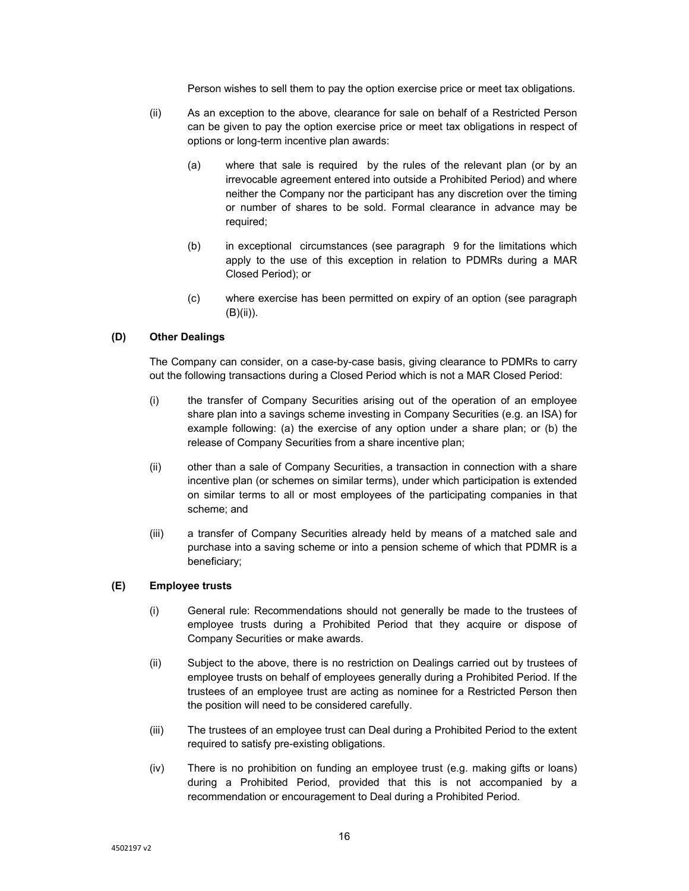Person wishes to sell them to pay the option exercise price or meet tax obligations.

(ii) As an exception to the above, clearance for sale on behalf of a Restricted Person can be given to pay the option exercise price or meet tax obligations in respect of options or long-term incentive plan awards:

(a) where that sale is required by the rules of the relevant plan (or by an irrevocable agreement entered into outside a Prohibited Period) and where neither the Company nor the participant has any discretion over the timing or number of shares to be sold. Formal clearance in advance may be required;

(b) in exceptional circumstances (see paragraph 9 for the limitations which apply to the use of this exception in relation to PDMRs during a MAR Closed Period); or

(c) where exercise has been permitted on expiry of an option (see paragraph (B)(ii)).

**(D) Other Dealings**

The Company can consider, on a case-by-case basis, giving clearance to PDMRs to carry out the following transactions during a Closed Period which is not a MAR Closed Period:

(i) the transfer of Company Securities arising out of the operation of an employee share plan into a savings scheme investing in Company Securities (e.g. an ISA) for example following: (a) the exercise of any option under a share plan; or (b) the release of Company Securities from a share incentive plan;

(ii) other than a sale of Company Securities, a transaction in connection with a share incentive plan (or schemes on similar terms), under which participation is extended on similar terms to all or most employees of the participating companies in that scheme; and

(iii) a transfer of Company Securities already held by means of a matched sale and purchase into a saving scheme or into a pension scheme of which that PDMR is a beneficiary;

**(E) Employee trusts**

(i) General rule: Recommendations should not generally be made to the trustees of employee trusts during a Prohibited Period that they acquire or dispose of Company Securities or make awards.

(ii) Subject to the above, there is no restriction on Dealings carried out by trustees of employee trusts on behalf of employees generally during a Prohibited Period. If the trustees of an employee trust are acting as nominee for a Restricted Person then the position will need to be considered carefully.

(iii) The trustees of an employee trust can Deal during a Prohibited Period to the extent required to satisfy pre-existing obligations.

(iv) There is no prohibition on funding an employee trust (e.g. making gifts or loans) during a Prohibited Period, provided that this is not accompanied by a recommendation or encouragement to Deal during a Prohibited Period.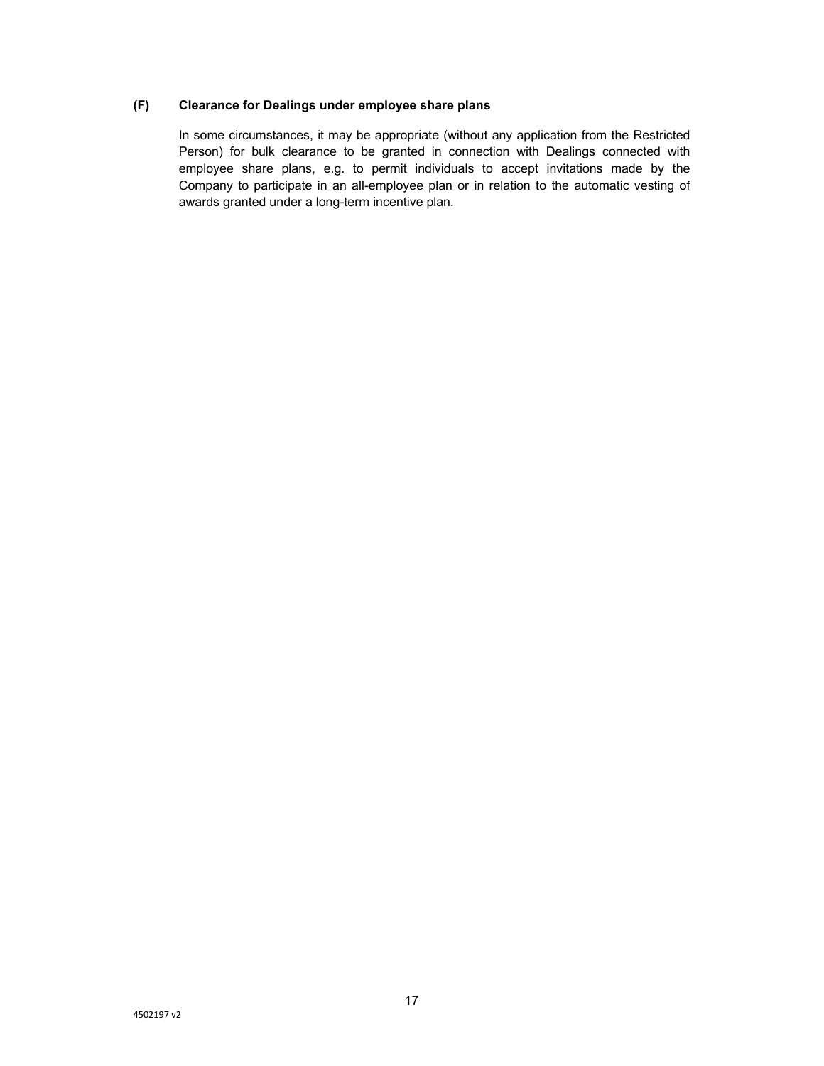**(F) Clearance for Dealings under employee share plans**

In some circumstances, it may be appropriate (without any application from the Restricted Person) for bulk clearance to be granted in connection with Dealings connected with employee share plans, e.g. to permit individuals to accept invitations made by the Company to participate in an all-employee plan or in relation to the automatic vesting of awards granted under a long-term incentive plan.